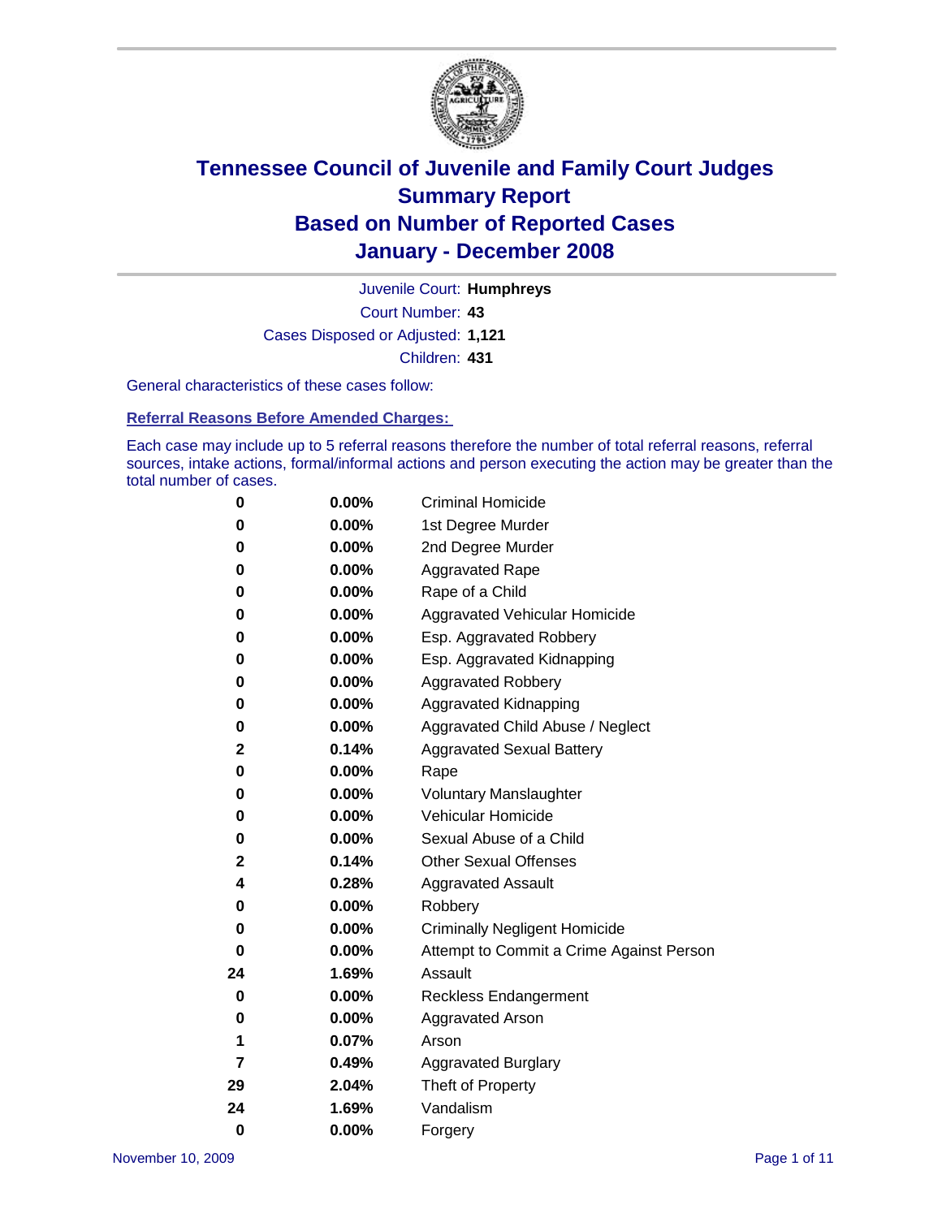# Tennessee Council of Juvenile and Family Court Judges
## Summary Report
## Based on Number of Reported Cases
## January - December 2008

Juvenile Court: **Humphreys**
Court Number: **43**
Cases Disposed or Adjusted: **1,121**
Children: **431**

General characteristics of these cases follow:

### Referral Reasons Before Amended Charges:

Each case may include up to 5 referral reasons therefore the number of total referral reasons, referral sources, intake actions, formal/informal actions and person executing the action may be greater than the total number of cases.

| Count | Percent | Referral Reason |
|---|---|---|
| 0 | 0.00% | Criminal Homicide |
| 0 | 0.00% | 1st Degree Murder |
| 0 | 0.00% | 2nd Degree Murder |
| 0 | 0.00% | Aggravated Rape |
| 0 | 0.00% | Rape of a Child |
| 0 | 0.00% | Aggravated Vehicular Homicide |
| 0 | 0.00% | Esp. Aggravated Robbery |
| 0 | 0.00% | Esp. Aggravated Kidnapping |
| 0 | 0.00% | Aggravated Robbery |
| 0 | 0.00% | Aggravated Kidnapping |
| 0 | 0.00% | Aggravated Child Abuse / Neglect |
| 2 | 0.14% | Aggravated Sexual Battery |
| 0 | 0.00% | Rape |
| 0 | 0.00% | Voluntary Manslaughter |
| 0 | 0.00% | Vehicular Homicide |
| 0 | 0.00% | Sexual Abuse of a Child |
| 2 | 0.14% | Other Sexual Offenses |
| 4 | 0.28% | Aggravated Assault |
| 0 | 0.00% | Robbery |
| 0 | 0.00% | Criminally Negligent Homicide |
| 0 | 0.00% | Attempt to Commit a Crime Against Person |
| 24 | 1.69% | Assault |
| 0 | 0.00% | Reckless Endangerment |
| 0 | 0.00% | Aggravated Arson |
| 1 | 0.07% | Arson |
| 7 | 0.49% | Aggravated Burglary |
| 29 | 2.04% | Theft of Property |
| 24 | 1.69% | Vandalism |
| 0 | 0.00% | Forgery |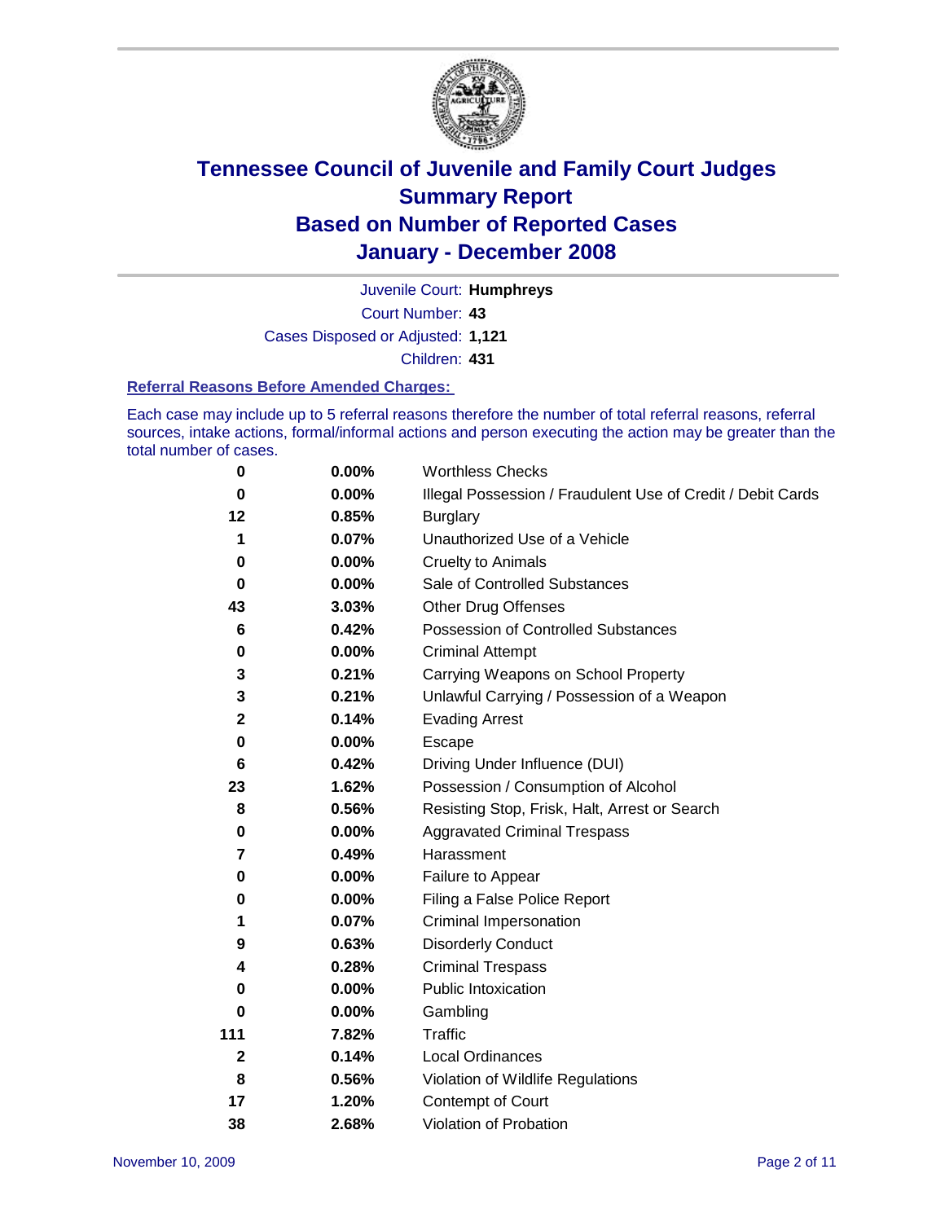# Tennessee Council of Juvenile and Family Court Judges
## Summary Report
## Based on Number of Reported Cases
## January - December 2008

Juvenile Court: **Humphreys**
Court Number: **43**
Cases Disposed or Adjusted: **1,121**
Children: **431**

### Referral Reasons Before Amended Charges:

Each case may include up to 5 referral reasons therefore the number of total referral reasons, referral sources, intake actions, formal/informal actions and person executing the action may be greater than the total number of cases.

| Count | Percent | Referral Reason |
|---|---|---|
| 0 | 0.00% | Worthless Checks |
| 0 | 0.00% | Illegal Possession / Fraudulent Use of Credit / Debit Cards |
| 12 | 0.85% | Burglary |
| 1 | 0.07% | Unauthorized Use of a Vehicle |
| 0 | 0.00% | Cruelty to Animals |
| 0 | 0.00% | Sale of Controlled Substances |
| 43 | 3.03% | Other Drug Offenses |
| 6 | 0.42% | Possession of Controlled Substances |
| 0 | 0.00% | Criminal Attempt |
| 3 | 0.21% | Carrying Weapons on School Property |
| 3 | 0.21% | Unlawful Carrying / Possession of a Weapon |
| 2 | 0.14% | Evading Arrest |
| 0 | 0.00% | Escape |
| 6 | 0.42% | Driving Under Influence (DUI) |
| 23 | 1.62% | Possession / Consumption of Alcohol |
| 8 | 0.56% | Resisting Stop, Frisk, Halt, Arrest or Search |
| 0 | 0.00% | Aggravated Criminal Trespass |
| 7 | 0.49% | Harassment |
| 0 | 0.00% | Failure to Appear |
| 0 | 0.00% | Filing a False Police Report |
| 1 | 0.07% | Criminal Impersonation |
| 9 | 0.63% | Disorderly Conduct |
| 4 | 0.28% | Criminal Trespass |
| 0 | 0.00% | Public Intoxication |
| 0 | 0.00% | Gambling |
| 111 | 7.82% | Traffic |
| 2 | 0.14% | Local Ordinances |
| 8 | 0.56% | Violation of Wildlife Regulations |
| 17 | 1.20% | Contempt of Court |
| 38 | 2.68% | Violation of Probation |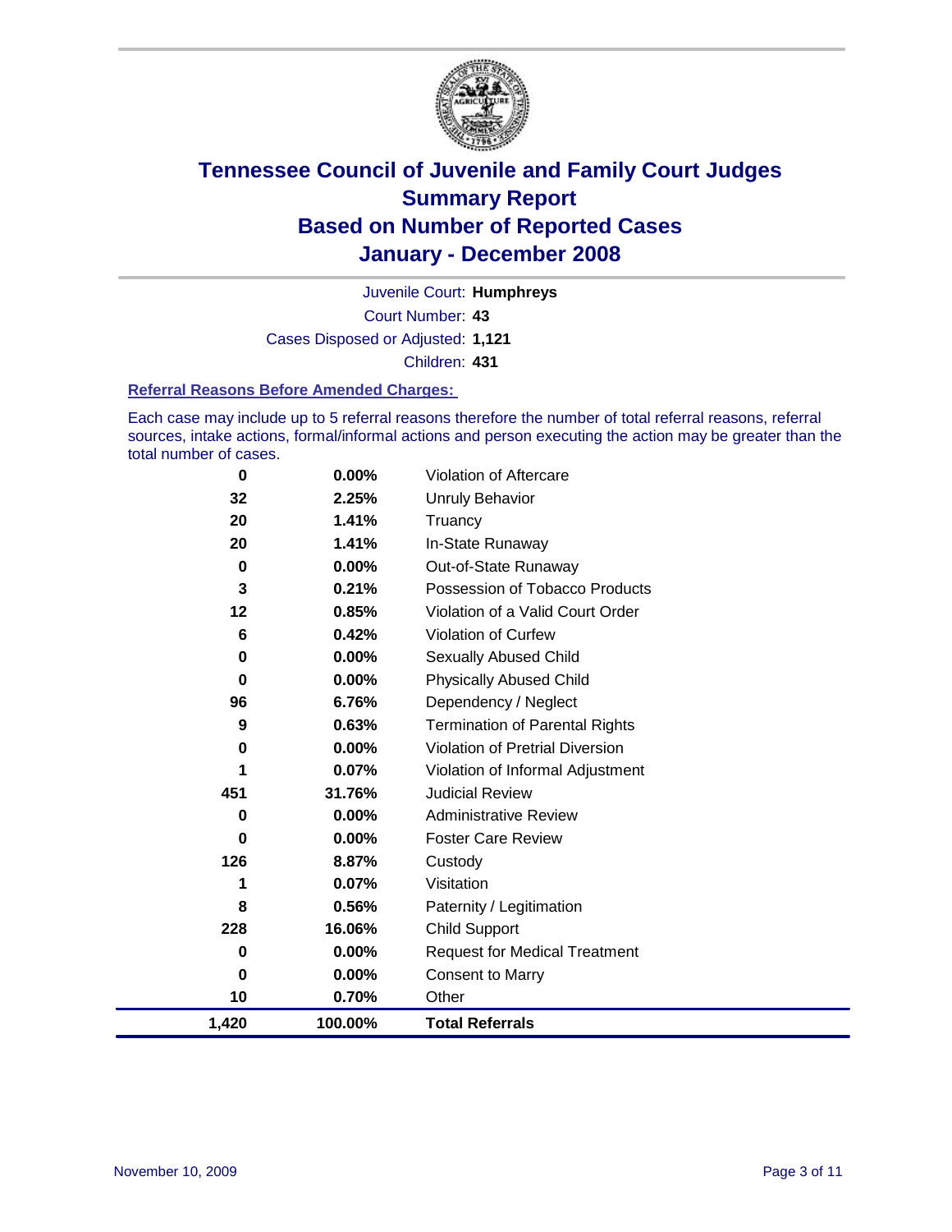# Tennessee Council of Juvenile and Family Court Judges
# Summary Report
# Based on Number of Reported Cases
# January - December 2008

Juvenile Court: **Humphreys**

Court Number: **43**

Cases Disposed or Adjusted: **1,121**

Children: **431**

### Referral Reasons Before Amended Charges:

Each case may include up to 5 referral reasons therefore the number of total referral reasons, referral sources, intake actions, formal/informal actions and person executing the action may be greater than the total number of cases.

| | | |
|---|---|---|
| 0 | 0.00% | Violation of Aftercare |
| 32 | 2.25% | Unruly Behavior |
| 20 | 1.41% | Truancy |
| 20 | 1.41% | In-State Runaway |
| 0 | 0.00% | Out-of-State Runaway |
| 3 | 0.21% | Possession of Tobacco Products |
| 12 | 0.85% | Violation of a Valid Court Order |
| 6 | 0.42% | Violation of Curfew |
| 0 | 0.00% | Sexually Abused Child |
| 0 | 0.00% | Physically Abused Child |
| 96 | 6.76% | Dependency / Neglect |
| 9 | 0.63% | Termination of Parental Rights |
| 0 | 0.00% | Violation of Pretrial Diversion |
| 1 | 0.07% | Violation of Informal Adjustment |
| 451 | 31.76% | Judicial Review |
| 0 | 0.00% | Administrative Review |
| 0 | 0.00% | Foster Care Review |
| 126 | 8.87% | Custody |
| 1 | 0.07% | Visitation |
| 8 | 0.56% | Paternity / Legitimation |
| 228 | 16.06% | Child Support |
| 0 | 0.00% | Request for Medical Treatment |
| 0 | 0.00% | Consent to Marry |
| 10 | 0.70% | Other |
| **1,420** | **100.00%** | **Total Referrals** |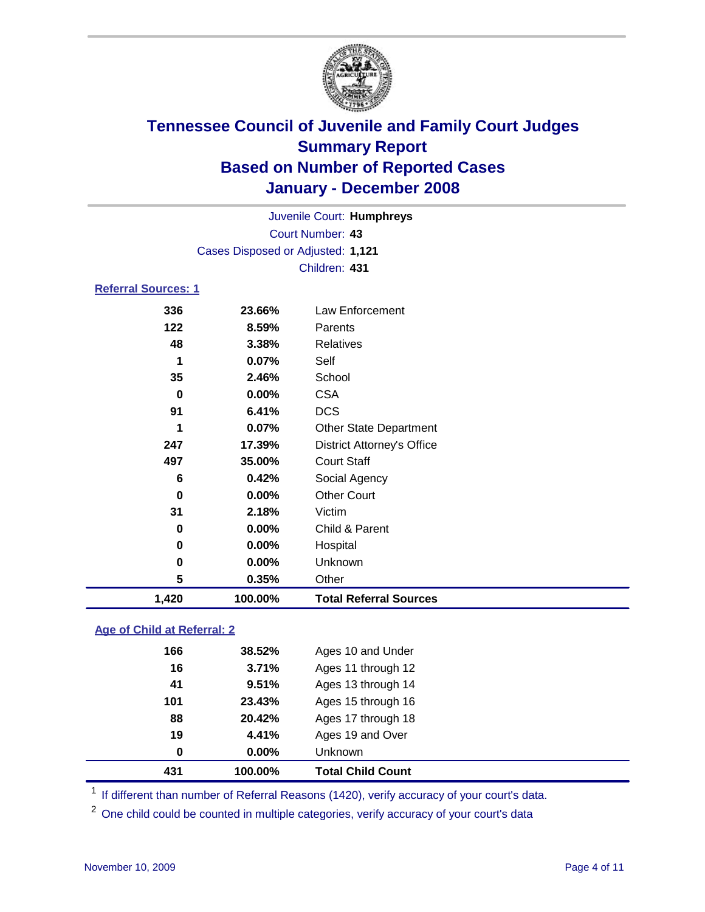# Tennessee Council of Juvenile and Family Court Judges
## Summary Report
## Based on Number of Reported Cases
## January - December 2008

Juvenile Court: **Humphreys**
Court Number: **43**
Cases Disposed or Adjusted: **1,121**
Children: **431**

### Referral Sources: 1

| | | |
|---|---|---|
| 336 | 23.66% | Law Enforcement |
| 122 | 8.59% | Parents |
| 48 | 3.38% | Relatives |
| 1 | 0.07% | Self |
| 35 | 2.46% | School |
| 0 | 0.00% | CSA |
| 91 | 6.41% | DCS |
| 1 | 0.07% | Other State Department |
| 247 | 17.39% | District Attorney's Office |
| 497 | 35.00% | Court Staff |
| 6 | 0.42% | Social Agency |
| 0 | 0.00% | Other Court |
| 31 | 2.18% | Victim |
| 0 | 0.00% | Child & Parent |
| 0 | 0.00% | Hospital |
| 0 | 0.00% | Unknown |
| 5 | 0.35% | Other |
| **1,420** | **100.00%** | **Total Referral Sources** |

### Age of Child at Referral: 2

| | | |
|---|---|---|
| 166 | 38.52% | Ages 10 and Under |
| 16 | 3.71% | Ages 11 through 12 |
| 41 | 9.51% | Ages 13 through 14 |
| 101 | 23.43% | Ages 15 through 16 |
| 88 | 20.42% | Ages 17 through 18 |
| 19 | 4.41% | Ages 19 and Over |
| 0 | 0.00% | Unknown |
| **431** | **100.00%** | **Total Child Count** |

[1] If different than number of Referral Reasons (1420), verify accuracy of your court's data.

[2] One child could be counted in multiple categories, verify accuracy of your court's data

November 10, 2009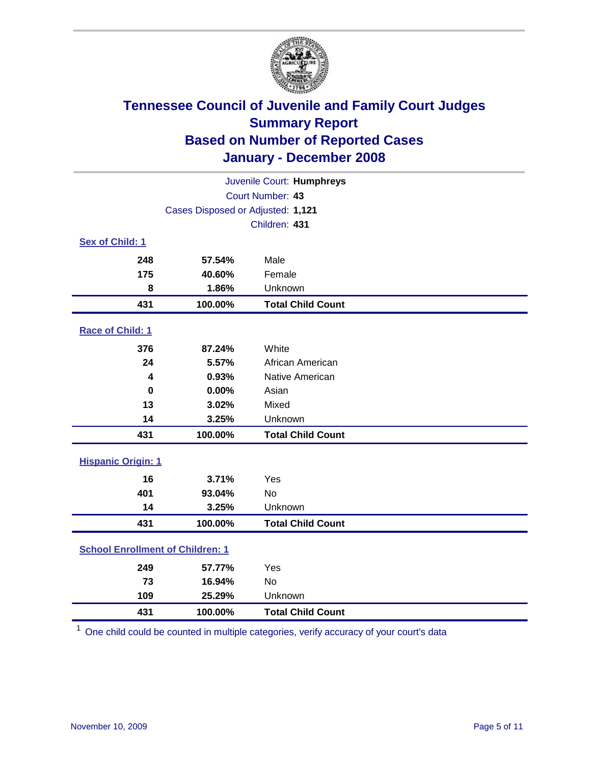# Tennessee Council of Juvenile and Family Court Judges
## Summary Report
## Based on Number of Reported Cases
## January - December 2008

Juvenile Court: **Humphreys**
Court Number: **43**
Cases Disposed or Adjusted: **1,121**
Children: **431**

### Sex of Child: 1

| | | |
|---|---|---|
| 248 | 57.54% | Male |
| 175 | 40.60% | Female |
| 8 | 1.86% | Unknown |
| **431** | **100.00%** | **Total Child Count** |

### Race of Child: 1

| | | |
|---|---|---|
| 376 | 87.24% | White |
| 24 | 5.57% | African American |
| 4 | 0.93% | Native American |
| 0 | 0.00% | Asian |
| 13 | 3.02% | Mixed |
| 14 | 3.25% | Unknown |
| **431** | **100.00%** | **Total Child Count** |

### Hispanic Origin: 1

| | | |
|---|---|---|
| 16 | 3.71% | Yes |
| 401 | 93.04% | No |
| 14 | 3.25% | Unknown |
| **431** | **100.00%** | **Total Child Count** |

### School Enrollment of Children: 1

| | | |
|---|---|---|
| 249 | 57.77% | Yes |
| 73 | 16.94% | No |
| 109 | 25.29% | Unknown |
| **431** | **100.00%** | **Total Child Count** |

[1] One child could be counted in multiple categories, verify accuracy of your court's data

November 10, 2009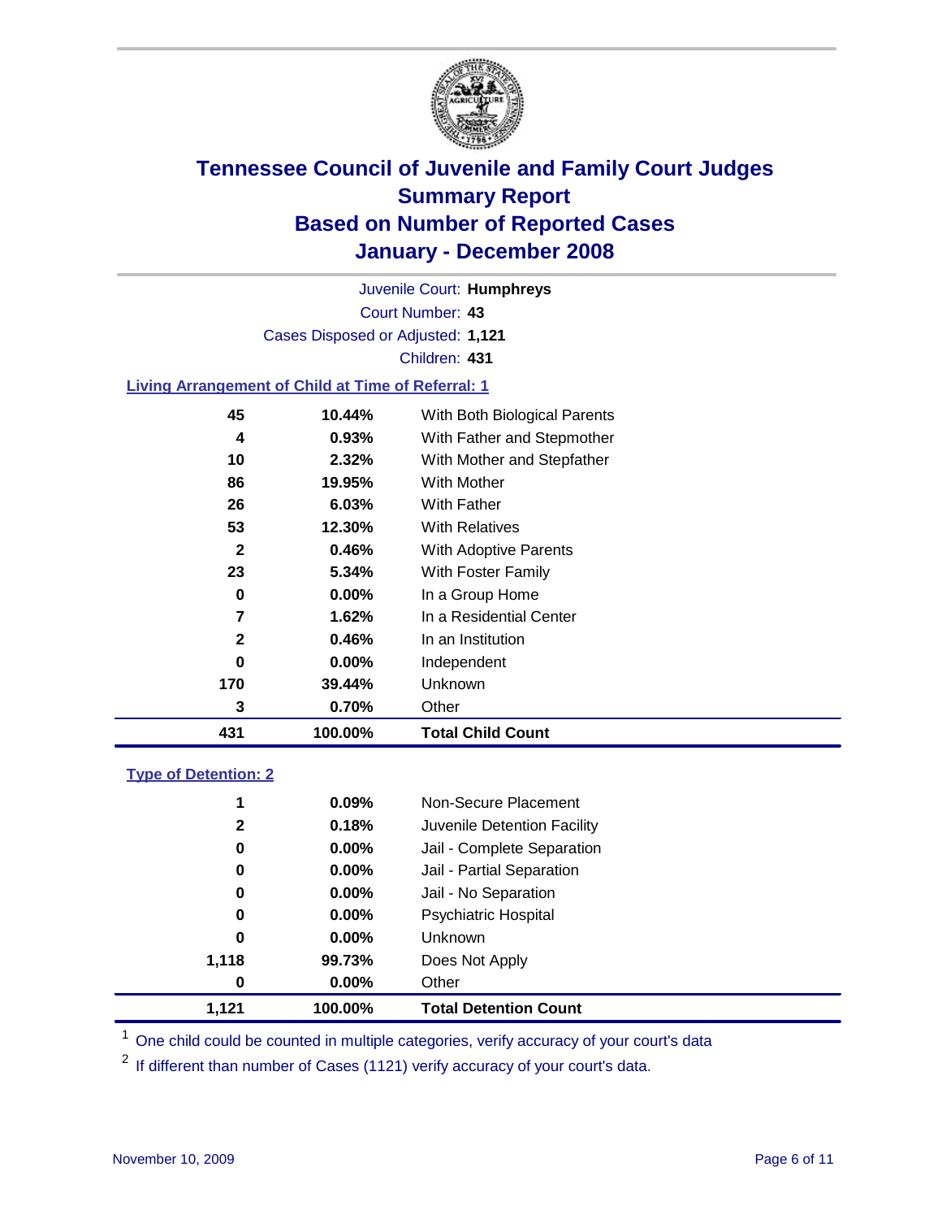# Tennessee Council of Juvenile and Family Court Judges
## Summary Report
## Based on Number of Reported Cases
## January - December 2008

Juvenile Court: **Humphreys**

Court Number: **43**

Cases Disposed or Adjusted: **1,121**

Children: **431**

### Living Arrangement of Child at Time of Referral: 1

| Count | Percent | Category |
|---|---|---|
| 45 | 10.44% | With Both Biological Parents |
| 4 | 0.93% | With Father and Stepmother |
| 10 | 2.32% | With Mother and Stepfather |
| 86 | 19.95% | With Mother |
| 26 | 6.03% | With Father |
| 53 | 12.30% | With Relatives |
| 2 | 0.46% | With Adoptive Parents |
| 23 | 5.34% | With Foster Family |
| 0 | 0.00% | In a Group Home |
| 7 | 1.62% | In a Residential Center |
| 2 | 0.46% | In an Institution |
| 0 | 0.00% | Independent |
| 170 | 39.44% | Unknown |
| 3 | 0.70% | Other |
| **431** | **100.00%** | **Total Child Count** |

### Type of Detention: 2

| Count | Percent | Category |
|---|---|---|
| 1 | 0.09% | Non-Secure Placement |
| 2 | 0.18% | Juvenile Detention Facility |
| 0 | 0.00% | Jail - Complete Separation |
| 0 | 0.00% | Jail - Partial Separation |
| 0 | 0.00% | Jail - No Separation |
| 0 | 0.00% | Psychiatric Hospital |
| 0 | 0.00% | Unknown |
| 1,118 | 99.73% | Does Not Apply |
| 0 | 0.00% | Other |
| **1,121** | **100.00%** | **Total Detention Count** |

[1] One child could be counted in multiple categories, verify accuracy of your court's data

[2] If different than number of Cases (1121) verify accuracy of your court's data.

November 10, 2009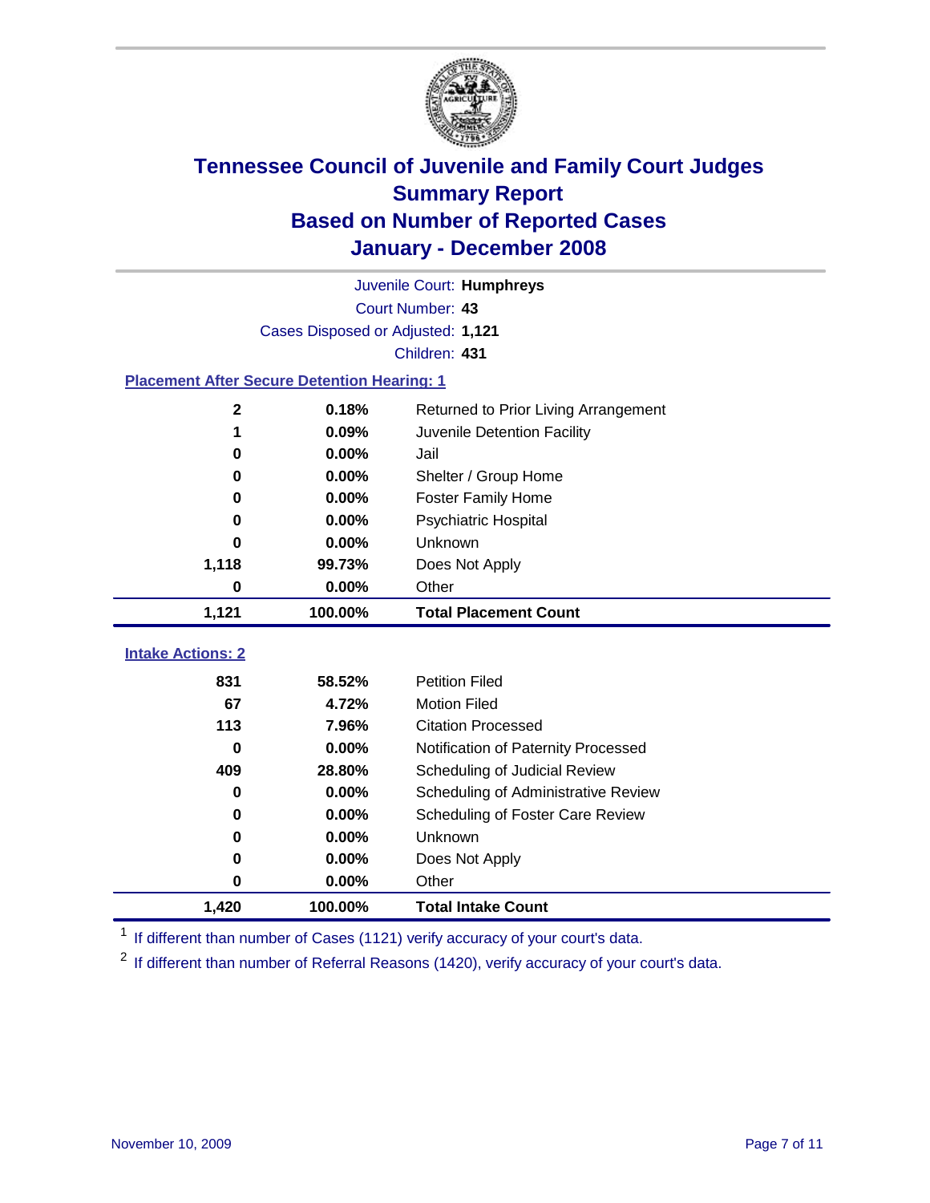# Tennessee Council of Juvenile and Family Court Judges
## Summary Report
## Based on Number of Reported Cases
## January - December 2008

Juvenile Court: **Humphreys**
Court Number: **43**
Cases Disposed or Adjusted: **1,121**
Children: **431**

### Placement After Secure Detention Hearing: 1

| Count | Percent | Placement |
|---|---|---|
| 2 | 0.18% | Returned to Prior Living Arrangement |
| 1 | 0.09% | Juvenile Detention Facility |
| 0 | 0.00% | Jail |
| 0 | 0.00% | Shelter / Group Home |
| 0 | 0.00% | Foster Family Home |
| 0 | 0.00% | Psychiatric Hospital |
| 0 | 0.00% | Unknown |
| 1,118 | 99.73% | Does Not Apply |
| 0 | 0.00% | Other |
| **1,121** | **100.00%** | **Total Placement Count** |

### Intake Actions: 2

| Count | Percent | Intake Action |
|---|---|---|
| 831 | 58.52% | Petition Filed |
| 67 | 4.72% | Motion Filed |
| 113 | 7.96% | Citation Processed |
| 0 | 0.00% | Notification of Paternity Processed |
| 409 | 28.80% | Scheduling of Judicial Review |
| 0 | 0.00% | Scheduling of Administrative Review |
| 0 | 0.00% | Scheduling of Foster Care Review |
| 0 | 0.00% | Unknown |
| 0 | 0.00% | Does Not Apply |
| 0 | 0.00% | Other |
| **1,420** | **100.00%** | **Total Intake Count** |

[1] If different than number of Cases (1121) verify accuracy of your court's data.

[2] If different than number of Referral Reasons (1420), verify accuracy of your court's data.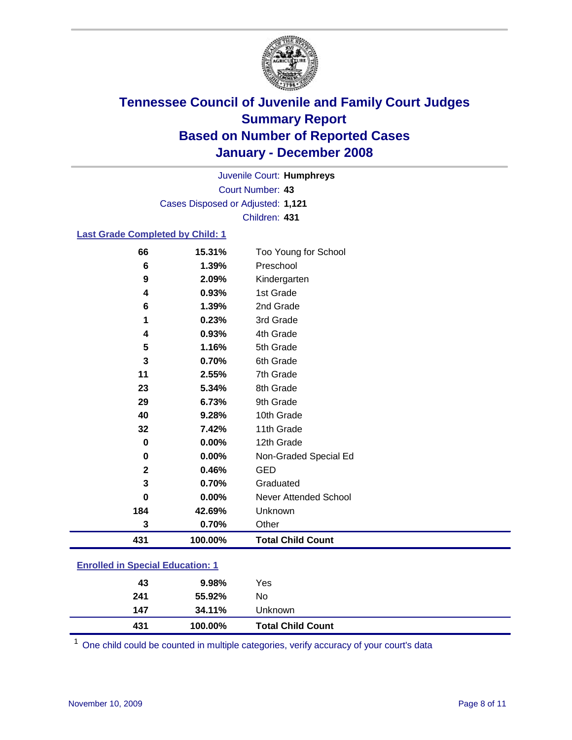# Tennessee Council of Juvenile and Family Court Judges
## Summary Report
## Based on Number of Reported Cases
## January - December 2008

Juvenile Court: **Humphreys**
Court Number: **43**
Cases Disposed or Adjusted: **1,121**
Children: **431**

### Last Grade Completed by Child: 1

| Count | Percent | Category |
|---|---|---|
| 66 | 15.31% | Too Young for School |
| 6 | 1.39% | Preschool |
| 9 | 2.09% | Kindergarten |
| 4 | 0.93% | 1st Grade |
| 6 | 1.39% | 2nd Grade |
| 1 | 0.23% | 3rd Grade |
| 4 | 0.93% | 4th Grade |
| 5 | 1.16% | 5th Grade |
| 3 | 0.70% | 6th Grade |
| 11 | 2.55% | 7th Grade |
| 23 | 5.34% | 8th Grade |
| 29 | 6.73% | 9th Grade |
| 40 | 9.28% | 10th Grade |
| 32 | 7.42% | 11th Grade |
| 0 | 0.00% | 12th Grade |
| 0 | 0.00% | Non-Graded Special Ed |
| 2 | 0.46% | GED |
| 3 | 0.70% | Graduated |
| 0 | 0.00% | Never Attended School |
| 184 | 42.69% | Unknown |
| 3 | 0.70% | Other |
| **431** | **100.00%** | **Total Child Count** |

### Enrolled in Special Education: 1

| Count | Percent | Category |
|---|---|---|
| 43 | 9.98% | Yes |
| 241 | 55.92% | No |
| 147 | 34.11% | Unknown |
| **431** | **100.00%** | **Total Child Count** |

[1] One child could be counted in multiple categories, verify accuracy of your court's data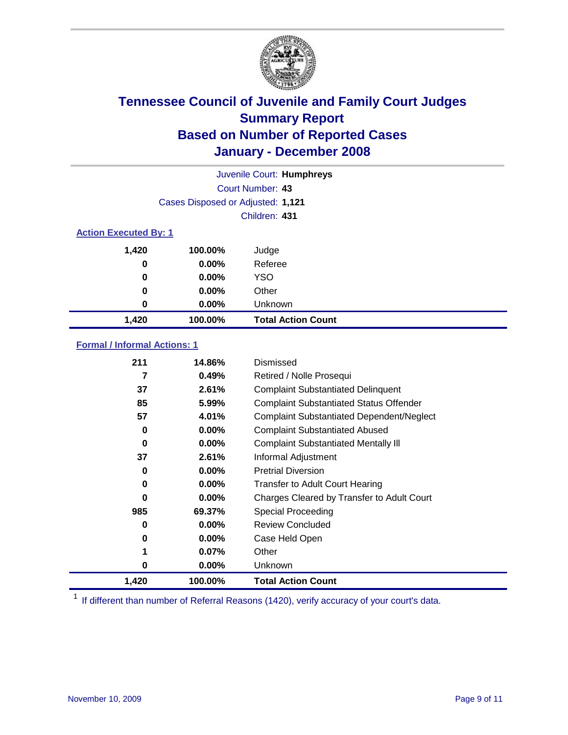# Tennessee Council of Juvenile and Family Court Judges
## Summary Report
## Based on Number of Reported Cases
## January - December 2008

Juvenile Court: **Humphreys**
Court Number: **43**
Cases Disposed or Adjusted: **1,121**
Children: **431**

### Action Executed By: 1

| Count | Percent | Action |
|---|---|---|
| 1,420 | 100.00% | Judge |
| 0 | 0.00% | Referee |
| 0 | 0.00% | YSO |
| 0 | 0.00% | Other |
| 0 | 0.00% | Unknown |
| **1,420** | **100.00%** | **Total Action Count** |

### Formal / Informal Actions: 1

| Count | Percent | Action |
|---|---|---|
| 211 | 14.86% | Dismissed |
| 7 | 0.49% | Retired / Nolle Prosequi |
| 37 | 2.61% | Complaint Substantiated Delinquent |
| 85 | 5.99% | Complaint Substantiated Status Offender |
| 57 | 4.01% | Complaint Substantiated Dependent/Neglect |
| 0 | 0.00% | Complaint Substantiated Abused |
| 0 | 0.00% | Complaint Substantiated Mentally Ill |
| 37 | 2.61% | Informal Adjustment |
| 0 | 0.00% | Pretrial Diversion |
| 0 | 0.00% | Transfer to Adult Court Hearing |
| 0 | 0.00% | Charges Cleared by Transfer to Adult Court |
| 985 | 69.37% | Special Proceeding |
| 0 | 0.00% | Review Concluded |
| 0 | 0.00% | Case Held Open |
| 1 | 0.07% | Other |
| 0 | 0.00% | Unknown |
| **1,420** | **100.00%** | **Total Action Count** |

[1] If different than number of Referral Reasons (1420), verify accuracy of your court's data.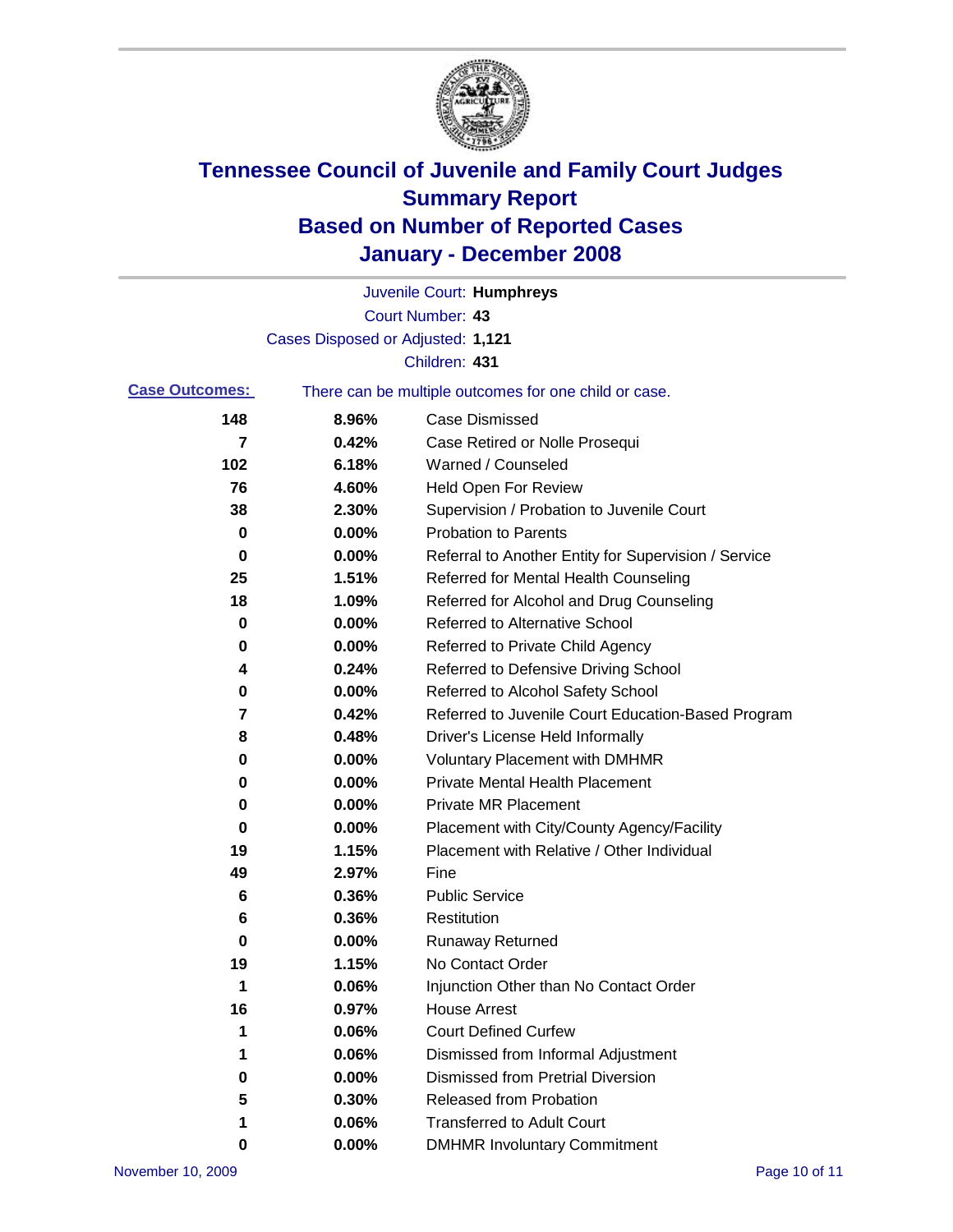# Tennessee Council of Juvenile and Family Court Judges
# Summary Report
# Based on Number of Reported Cases
# January - December 2008

Juvenile Court: **Humphreys**

Court Number: **43**

Cases Disposed or Adjusted: **1,121**

Children: **431**

**Case Outcomes:** There can be multiple outcomes for one child or case.

| Count | Percent | Outcome |
|---|---|---|
| 148 | 8.96% | Case Dismissed |
| 7 | 0.42% | Case Retired or Nolle Prosequi |
| 102 | 6.18% | Warned / Counseled |
| 76 | 4.60% | Held Open For Review |
| 38 | 2.30% | Supervision / Probation to Juvenile Court |
| 0 | 0.00% | Probation to Parents |
| 0 | 0.00% | Referral to Another Entity for Supervision / Service |
| 25 | 1.51% | Referred for Mental Health Counseling |
| 18 | 1.09% | Referred for Alcohol and Drug Counseling |
| 0 | 0.00% | Referred to Alternative School |
| 0 | 0.00% | Referred to Private Child Agency |
| 4 | 0.24% | Referred to Defensive Driving School |
| 0 | 0.00% | Referred to Alcohol Safety School |
| 7 | 0.42% | Referred to Juvenile Court Education-Based Program |
| 8 | 0.48% | Driver's License Held Informally |
| 0 | 0.00% | Voluntary Placement with DMHMR |
| 0 | 0.00% | Private Mental Health Placement |
| 0 | 0.00% | Private MR Placement |
| 0 | 0.00% | Placement with City/County Agency/Facility |
| 19 | 1.15% | Placement with Relative / Other Individual |
| 49 | 2.97% | Fine |
| 6 | 0.36% | Public Service |
| 6 | 0.36% | Restitution |
| 0 | 0.00% | Runaway Returned |
| 19 | 1.15% | No Contact Order |
| 1 | 0.06% | Injunction Other than No Contact Order |
| 16 | 0.97% | House Arrest |
| 1 | 0.06% | Court Defined Curfew |
| 1 | 0.06% | Dismissed from Informal Adjustment |
| 0 | 0.00% | Dismissed from Pretrial Diversion |
| 5 | 0.30% | Released from Probation |
| 1 | 0.06% | Transferred to Adult Court |
| 0 | 0.00% | DMHMR Involuntary Commitment |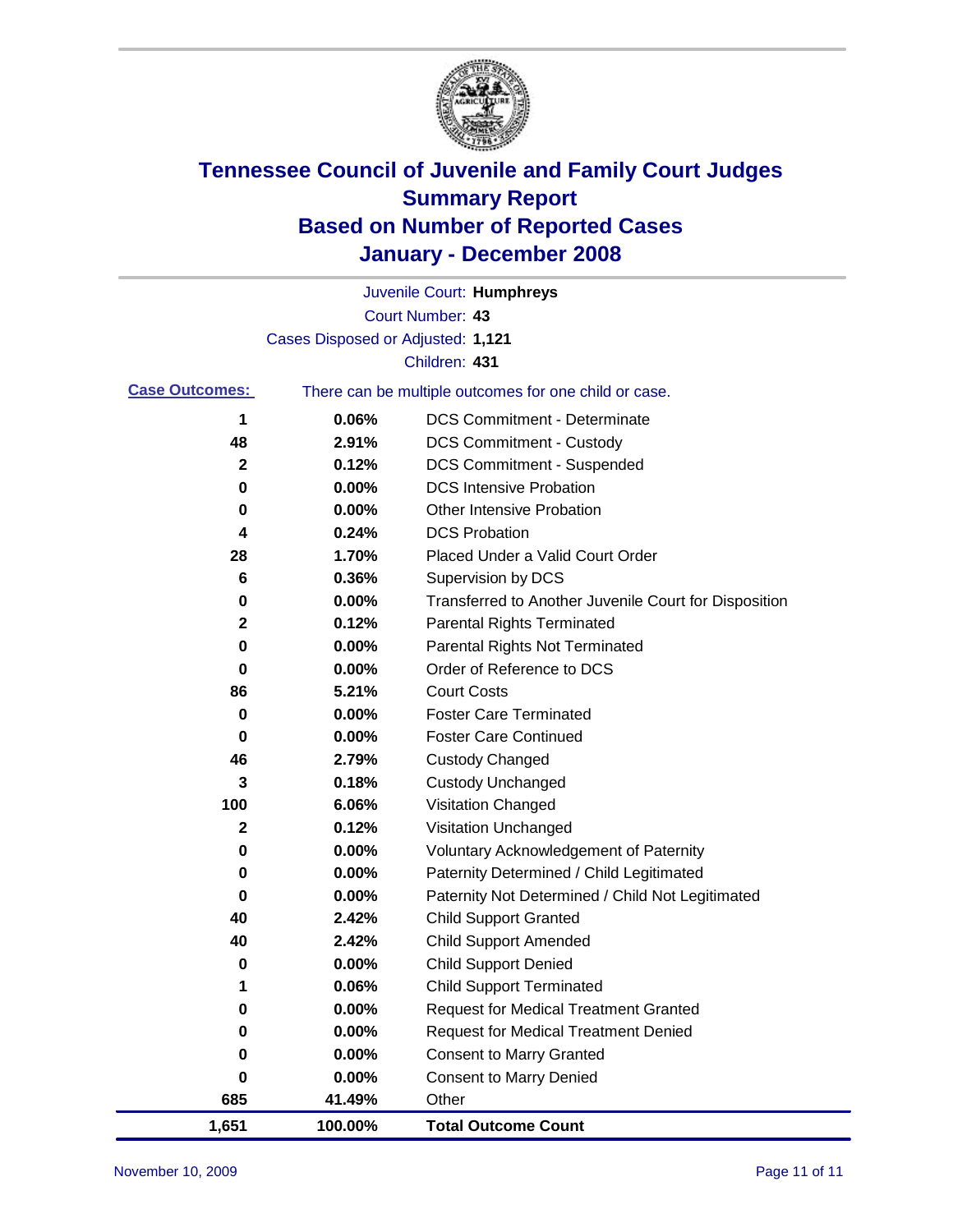# Tennessee Council of Juvenile and Family Court Judges
## Summary Report
## Based on Number of Reported Cases
## January - December 2008

Juvenile Court: **Humphreys**
Court Number: **43**
Cases Disposed or Adjusted: **1,121**
Children: **431**

**Case Outcomes:** There can be multiple outcomes for one child or case.

| | | |
|---|---|---|
| 1 | 0.06% | DCS Commitment - Determinate |
| 48 | 2.91% | DCS Commitment - Custody |
| 2 | 0.12% | DCS Commitment - Suspended |
| 0 | 0.00% | DCS Intensive Probation |
| 0 | 0.00% | Other Intensive Probation |
| 4 | 0.24% | DCS Probation |
| 28 | 1.70% | Placed Under a Valid Court Order |
| 6 | 0.36% | Supervision by DCS |
| 0 | 0.00% | Transferred to Another Juvenile Court for Disposition |
| 2 | 0.12% | Parental Rights Terminated |
| 0 | 0.00% | Parental Rights Not Terminated |
| 0 | 0.00% | Order of Reference to DCS |
| 86 | 5.21% | Court Costs |
| 0 | 0.00% | Foster Care Terminated |
| 0 | 0.00% | Foster Care Continued |
| 46 | 2.79% | Custody Changed |
| 3 | 0.18% | Custody Unchanged |
| 100 | 6.06% | Visitation Changed |
| 2 | 0.12% | Visitation Unchanged |
| 0 | 0.00% | Voluntary Acknowledgement of Paternity |
| 0 | 0.00% | Paternity Determined / Child Legitimated |
| 0 | 0.00% | Paternity Not Determined / Child Not Legitimated |
| 40 | 2.42% | Child Support Granted |
| 40 | 2.42% | Child Support Amended |
| 0 | 0.00% | Child Support Denied |
| 1 | 0.06% | Child Support Terminated |
| 0 | 0.00% | Request for Medical Treatment Granted |
| 0 | 0.00% | Request for Medical Treatment Denied |
| 0 | 0.00% | Consent to Marry Granted |
| 0 | 0.00% | Consent to Marry Denied |
| 685 | 41.49% | Other |
| **1,651** | **100.00%** | **Total Outcome Count** |